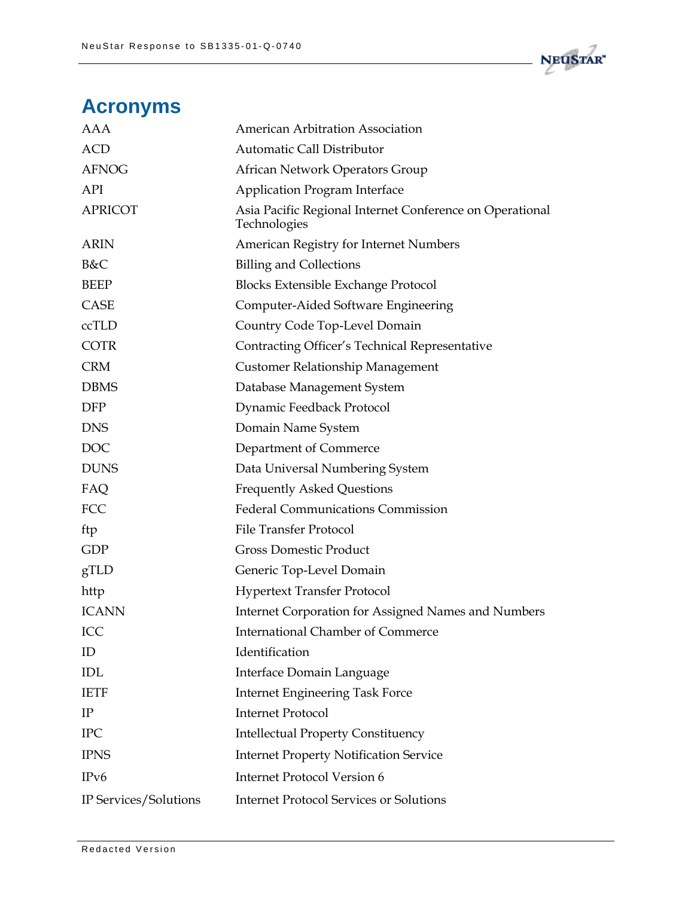# Acronyms

| | |
|---|---|
| AAA | American Arbitration Association |
| ACD | Automatic Call Distributor |
| AFNOG | African Network Operators Group |
| API | Application Program Interface |
| APRICOT | Asia Pacific Regional Internet Conference on Operational Technologies |
| ARIN | American Registry for Internet Numbers |
| B&C | Billing and Collections |
| BEEP | Blocks Extensible Exchange Protocol |
| CASE | Computer-Aided Software Engineering |
| ccTLD | Country Code Top-Level Domain |
| COTR | Contracting Officer's Technical Representative |
| CRM | Customer Relationship Management |
| DBMS | Database Management System |
| DFP | Dynamic Feedback Protocol |
| DNS | Domain Name System |
| DOC | Department of Commerce |
| DUNS | Data Universal Numbering System |
| FAQ | Frequently Asked Questions |
| FCC | Federal Communications Commission |
| ftp | File Transfer Protocol |
| GDP | Gross Domestic Product |
| gTLD | Generic Top-Level Domain |
| http | Hypertext Transfer Protocol |
| ICANN | Internet Corporation for Assigned Names and Numbers |
| ICC | International Chamber of Commerce |
| ID | Identification |
| IDL | Interface Domain Language |
| IETF | Internet Engineering Task Force |
| IP | Internet Protocol |
| IPC | Intellectual Property Constituency |
| IPNS | Internet Property Notification Service |
| IPv6 | Internet Protocol Version 6 |
| IP Services/Solutions | Internet Protocol Services or Solutions |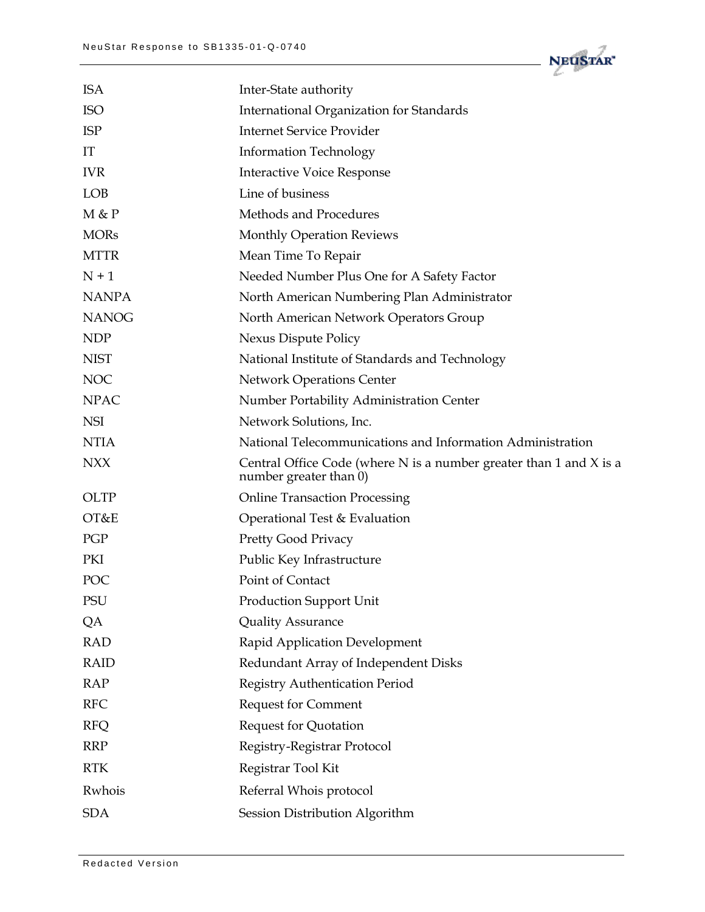| | |
|---|---|
| ISA | Inter-State authority |
| ISO | International Organization for Standards |
| ISP | Internet Service Provider |
| IT | Information Technology |
| IVR | Interactive Voice Response |
| LOB | Line of business |
| M & P | Methods and Procedures |
| MORs | Monthly Operation Reviews |
| MTTR | Mean Time To Repair |
| N + 1 | Needed Number Plus One for A Safety Factor |
| NANPA | North American Numbering Plan Administrator |
| NANOG | North American Network Operators Group |
| NDP | Nexus Dispute Policy |
| NIST | National Institute of Standards and Technology |
| NOC | Network Operations Center |
| NPAC | Number Portability Administration Center |
| NSI | Network Solutions, Inc. |
| NTIA | National Telecommunications and Information Administration |
| NXX | Central Office Code (where N is a number greater than 1 and X is a number greater than 0) |
| OLTP | Online Transaction Processing |
| OT&E | Operational Test & Evaluation |
| PGP | Pretty Good Privacy |
| PKI | Public Key Infrastructure |
| POC | Point of Contact |
| PSU | Production Support Unit |
| QA | Quality Assurance |
| RAD | Rapid Application Development |
| RAID | Redundant Array of Independent Disks |
| RAP | Registry Authentication Period |
| RFC | Request for Comment |
| RFQ | Request for Quotation |
| RRP | Registry-Registrar Protocol |
| RTK | Registrar Tool Kit |
| Rwhois | Referral Whois protocol |
| SDA | Session Distribution Algorithm |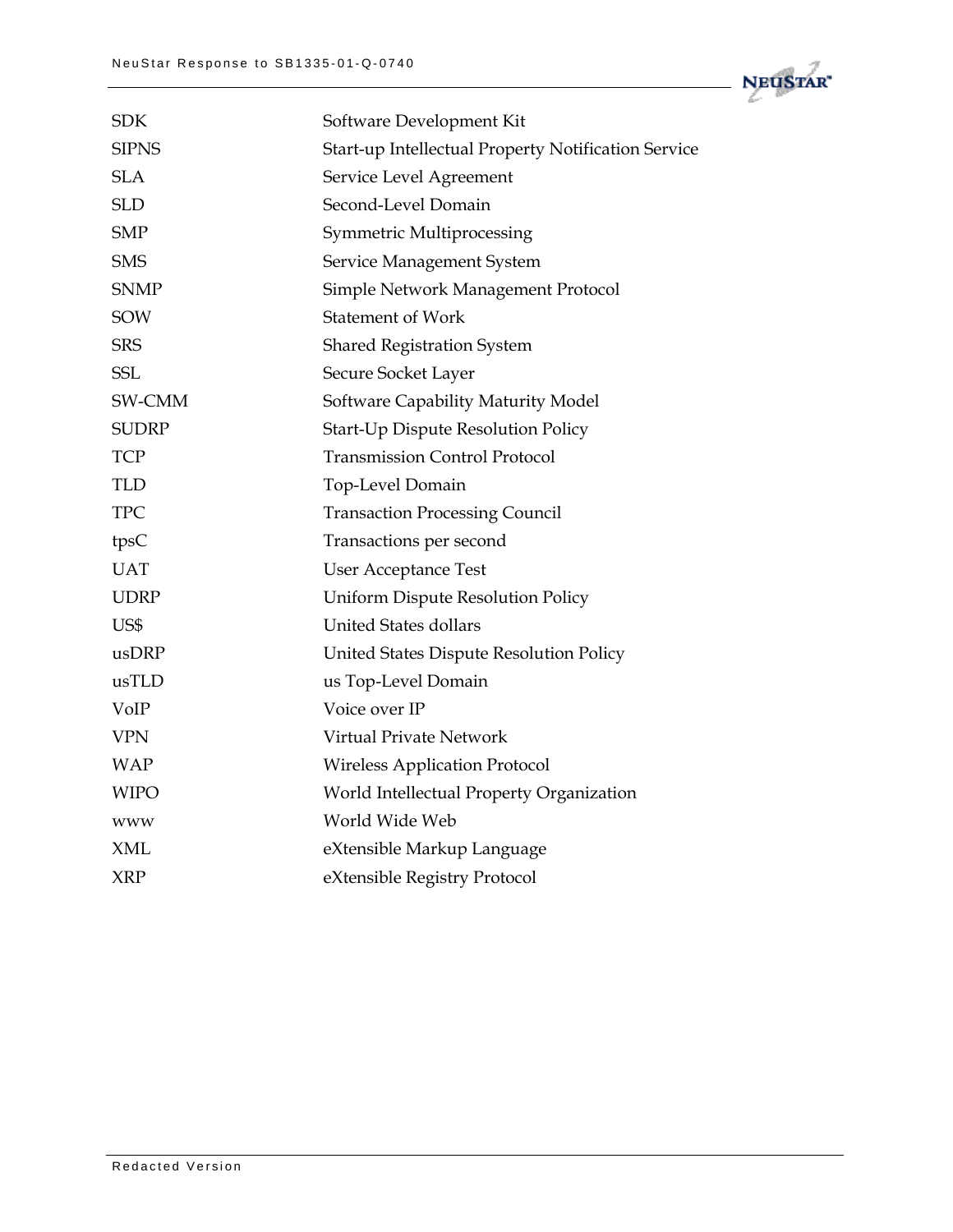| | |
|---|---|
| SDK | Software Development Kit |
| SIPNS | Start-up Intellectual Property Notification Service |
| SLA | Service Level Agreement |
| SLD | Second-Level Domain |
| SMP | Symmetric Multiprocessing |
| SMS | Service Management System |
| SNMP | Simple Network Management Protocol |
| SOW | Statement of Work |
| SRS | Shared Registration System |
| SSL | Secure Socket Layer |
| SW-CMM | Software Capability Maturity Model |
| SUDRP | Start-Up Dispute Resolution Policy |
| TCP | Transmission Control Protocol |
| TLD | Top-Level Domain |
| TPC | Transaction Processing Council |
| tpsC | Transactions per second |
| UAT | User Acceptance Test |
| UDRP | Uniform Dispute Resolution Policy |
| US$ | United States dollars |
| usDRP | United States Dispute Resolution Policy |
| usTLD | us Top-Level Domain |
| VoIP | Voice over IP |
| VPN | Virtual Private Network |
| WAP | Wireless Application Protocol |
| WIPO | World Intellectual Property Organization |
| www | World Wide Web |
| XML | eXtensible Markup Language |
| XRP | eXtensible Registry Protocol |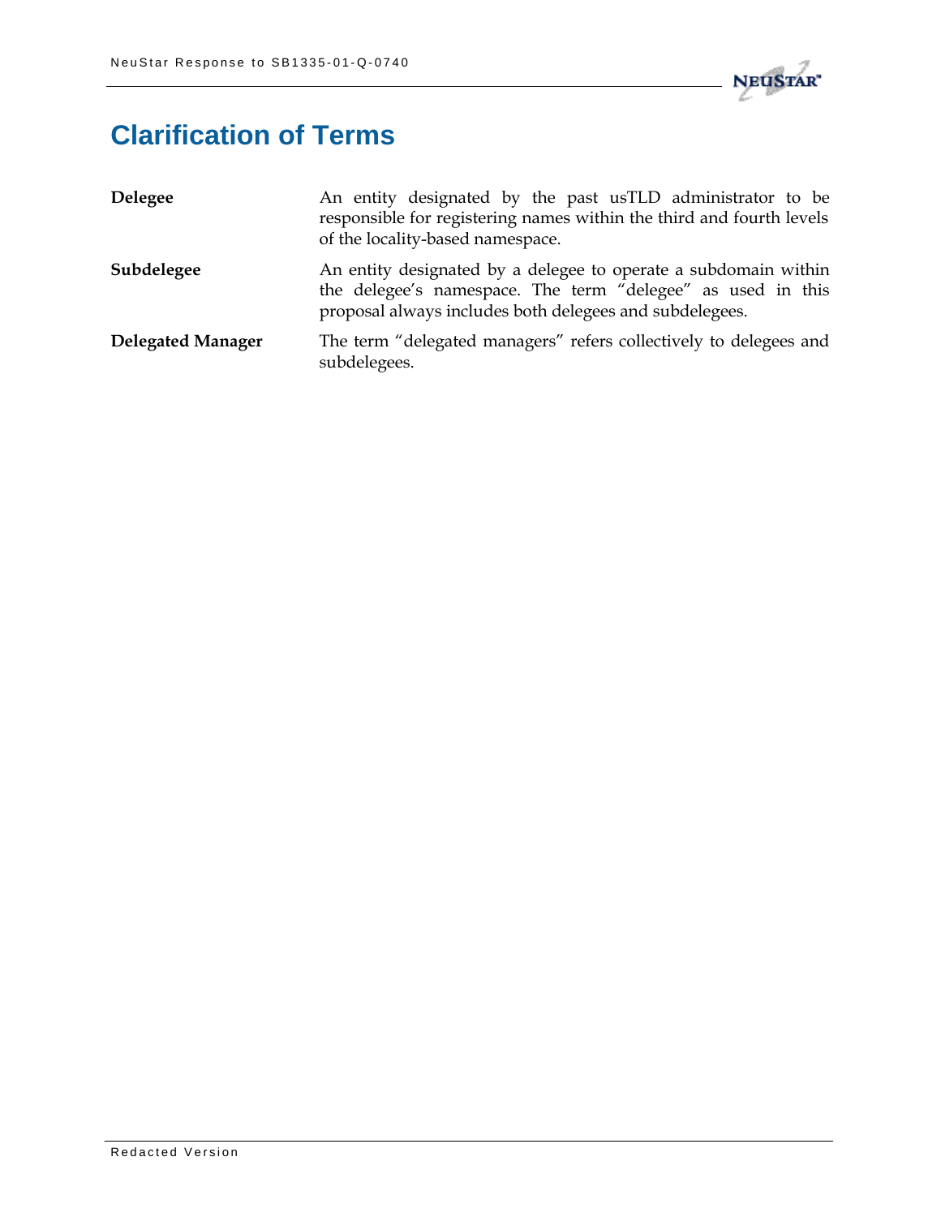# Clarification of Terms

| | |
|---|---|
| **Delegee** | An entity designated by the past usTLD administrator to be responsible for registering names within the third and fourth levels of the locality-based namespace. |
| **Subdelegee** | An entity designated by a delegee to operate a subdomain within the delegee's namespace. The term "delegee" as used in this proposal always includes both delegees and subdelegees. |
| **Delegated Manager** | The term "delegated managers" refers collectively to delegees and subdelegees. |